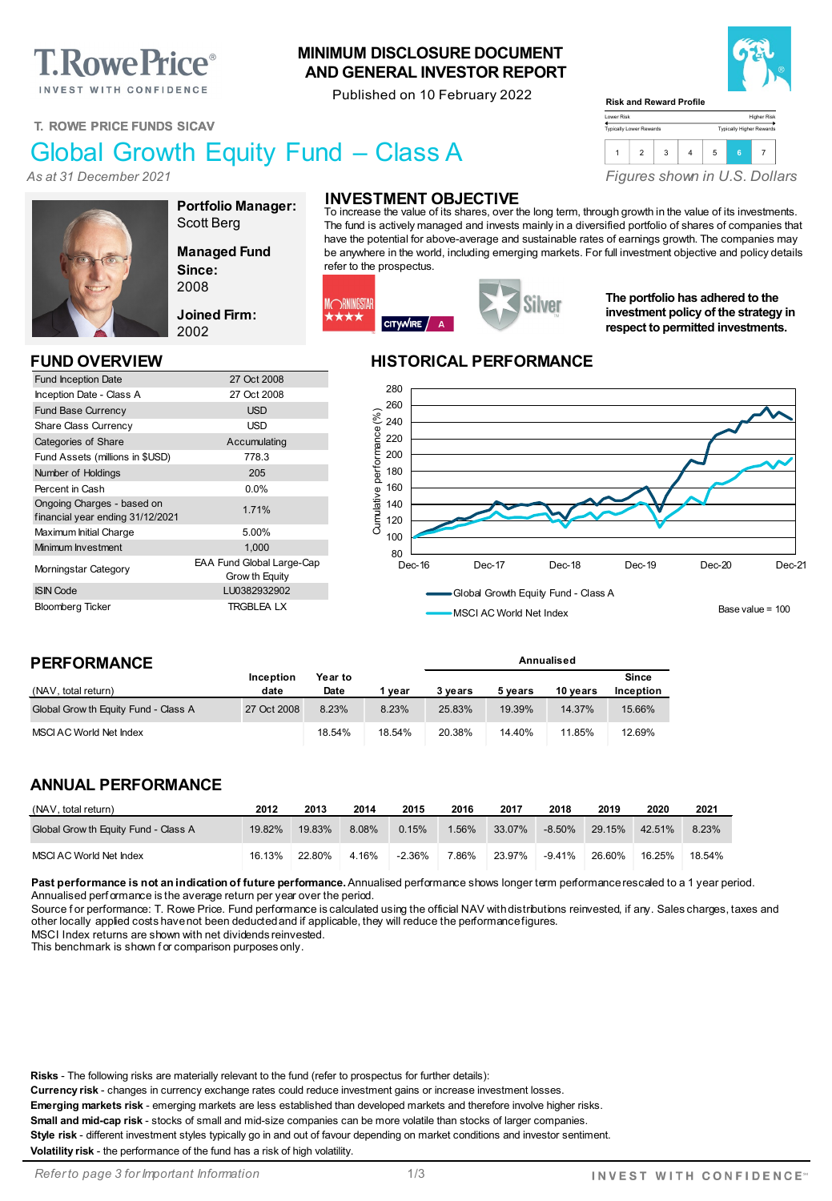# MINIMUM DISCLOSURE DOCUMENT AND GENERAL INVESTOR REPORT

Published on 10 February 2022

T. ROWE PRICE FUNDS SICAV

# Global Growth Equity Fund – Class A

*As at 31 December 2021*

**Risk and Reward Profile**

Lower Risk — Higher Risk
Typically Lower Rewards — Typically Higher Rewards

| 1 | 2 | 3 | 4 | 5 | **6** | 7 |
|---|---|---|---|---|---|---|

*Figures shown in U.S. Dollars*

**Portfolio Manager:** Scott Berg

**Managed Fund Since:** 2008

**Joined Firm:** 2002

## INVESTMENT OBJECTIVE

To increase the value of its shares, over the long term, through growth in the value of its investments. The fund is actively managed and invests mainly in a diversified portfolio of shares of companies that have the potential for above-average and sustainable rates of earnings growth. The companies may be anywhere in the world, including emerging markets. For full investment objective and policy details refer to the prospectus.

**The portfolio has adhered to the investment policy of the strategy in respect to permitted investments.**

## FUND OVERVIEW

| | |
|---|---|
| Fund Inception Date | 27 Oct 2008 |
| Inception Date - Class A | 27 Oct 2008 |
| Fund Base Currency | USD |
| Share Class Currency | USD |
| Categories of Share | Accumulating |
| Fund Assets (millions in $USD) | 778.3 |
| Number of Holdings | 205 |
| Percent in Cash | 0.0% |
| Ongoing Charges - based on financial year ending 31/12/2021 | 1.71% |
| Maximum Initial Charge | 5.00% |
| Minimum Investment | 1,000 |
| Morningstar Category | EAA Fund Global Large-Cap Growth Equity |
| ISIN Code | LU0382932902 |
| Bloomberg Ticker | TRGBLEA LX |

## HISTORICAL PERFORMANCE

Cumulative performance (%), Dec-16 to Dec-21

Global Growth Equity Fund - Class A
MSCI AC World Net Index

Base value = 100

## PERFORMANCE

| (NAV, total return) | Inception date | Year to Date | 1 year | Annualised 3 years | 5 years | 10 years | Since Inception |
|---|---|---|---|---|---|---|---|
| Global Growth Equity Fund - Class A | 27 Oct 2008 | 8.23% | 8.23% | 25.83% | 19.39% | 14.37% | 15.66% |
| MSCI AC World Net Index | | 18.54% | 18.54% | 20.38% | 14.40% | 11.85% | 12.69% |

## ANNUAL PERFORMANCE

| (NAV, total return) | 2012 | 2013 | 2014 | 2015 | 2016 | 2017 | 2018 | 2019 | 2020 | 2021 |
|---|---|---|---|---|---|---|---|---|---|---|
| Global Growth Equity Fund - Class A | 19.82% | 19.83% | 8.08% | 0.15% | 1.56% | 33.07% | -8.50% | 29.15% | 42.51% | 8.23% |
| MSCI AC World Net Index | 16.13% | 22.80% | 4.16% | -2.36% | 7.86% | 23.97% | -9.41% | 26.60% | 16.25% | 18.54% |

**Past performance is not an indication of future performance.** Annualised performance shows longer term performance rescaled to a 1 year period. Annualised performance is the average return per year over the period.
Source for performance: T. Rowe Price. Fund performance is calculated using the official NAV with distributions reinvested, if any. Sales charges, taxes and other locally applied costs have not been deducted and if applicable, they will reduce the performance figures.
MSCI Index returns are shown with net dividends reinvested.
This benchmark is shown for comparison purposes only.

**Risks** - The following risks are materially relevant to the fund (refer to prospectus for further details):
**Currency risk** - changes in currency exchange rates could reduce investment gains or increase investment losses.
**Emerging markets risk** - emerging markets are less established than developed markets and therefore involve higher risks.
**Small and mid-cap risk** - stocks of small and mid-size companies can be more volatile than stocks of larger companies.
**Style risk** - different investment styles typically go in and out of favour depending on market conditions and investor sentiment.
**Volatility risk** - the performance of the fund has a risk of high volatility.

*Refer to page 3 for Important Information*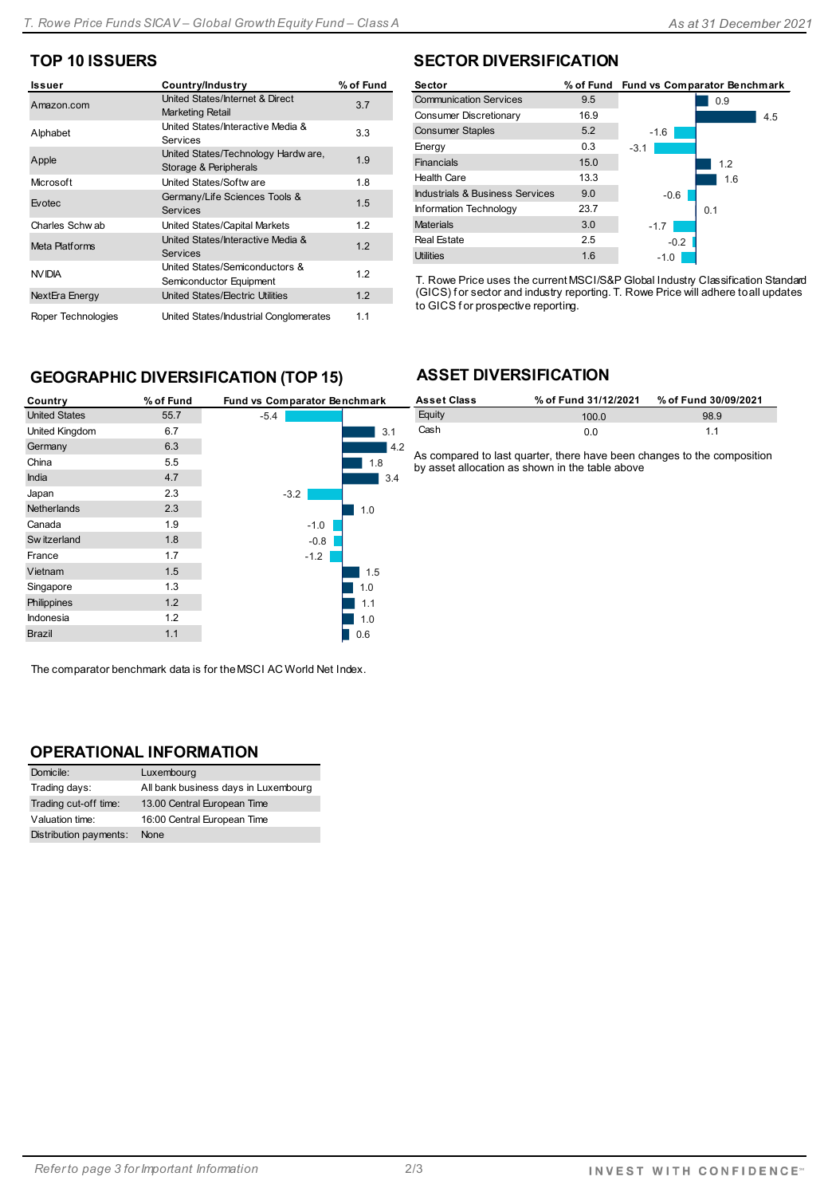## TOP 10 ISSUERS

| Issuer | Country/Industry | % of Fund |
|---|---|---|
| Amazon.com | United States/Internet & Direct Marketing Retail | 3.7 |
| Alphabet | United States/Interactive Media & Services | 3.3 |
| Apple | United States/Technology Hardware, Storage & Peripherals | 1.9 |
| Microsoft | United States/Software | 1.8 |
| Evotec | Germany/Life Sciences Tools & Services | 1.5 |
| Charles Schwab | United States/Capital Markets | 1.2 |
| Meta Platforms | United States/Interactive Media & Services | 1.2 |
| NVIDIA | United States/Semiconductors & Semiconductor Equipment | 1.2 |
| NextEra Energy | United States/Electric Utilities | 1.2 |
| Roper Technologies | United States/Industrial Conglomerates | 1.1 |

## SECTOR DIVERSIFICATION

| Sector | % of Fund | Fund vs Comparator Benchmark |
|---|---|---|
| Communication Services | 9.5 | 0.9 |
| Consumer Discretionary | 16.9 | 4.5 |
| Consumer Staples | 5.2 | -1.6 |
| Energy | 0.3 | -3.1 |
| Financials | 15.0 | 1.2 |
| Health Care | 13.3 | 1.6 |
| Industrials & Business Services | 9.0 | -0.6 |
| Information Technology | 23.7 | 0.1 |
| Materials | 3.0 | -1.7 |
| Real Estate | 2.5 | -0.2 |
| Utilities | 1.6 | -1.0 |

T. Rowe Price uses the current MSCI/S&P Global Industry Classification Standard (GICS) for sector and industry reporting. T. Rowe Price will adhere to all updates to GICS for prospective reporting.

## GEOGRAPHIC DIVERSIFICATION (TOP 15)

| Country | % of Fund | Fund vs Comparator Benchmark |
|---|---|---|
| United States | 55.7 | -5.4 |
| United Kingdom | 6.7 | 3.1 |
| Germany | 6.3 | 4.2 |
| China | 5.5 | 1.8 |
| India | 4.7 | 3.4 |
| Japan | 2.3 | -3.2 |
| Netherlands | 2.3 | 1.0 |
| Canada | 1.9 | -1.0 |
| Switzerland | 1.8 | -0.8 |
| France | 1.7 | -1.2 |
| Vietnam | 1.5 | 1.5 |
| Singapore | 1.3 | 1.0 |
| Philippines | 1.2 | 1.1 |
| Indonesia | 1.2 | 1.0 |
| Brazil | 1.1 | 0.6 |

The comparator benchmark data is for the MSCI AC World Net Index.

## ASSET DIVERSIFICATION

| Asset Class | % of Fund 31/12/2021 | % of Fund 30/09/2021 |
|---|---|---|
| Equity | 100.0 | 98.9 |
| Cash | 0.0 | 1.1 |

As compared to last quarter, there have been changes to the composition by asset allocation as shown in the table above

## OPERATIONAL INFORMATION

| | |
|---|---|
| Domicile: | Luxembourg |
| Trading days: | All bank business days in Luxembourg |
| Trading cut-off time: | 13.00 Central European Time |
| Valuation time: | 16:00 Central European Time |
| Distribution payments: | None |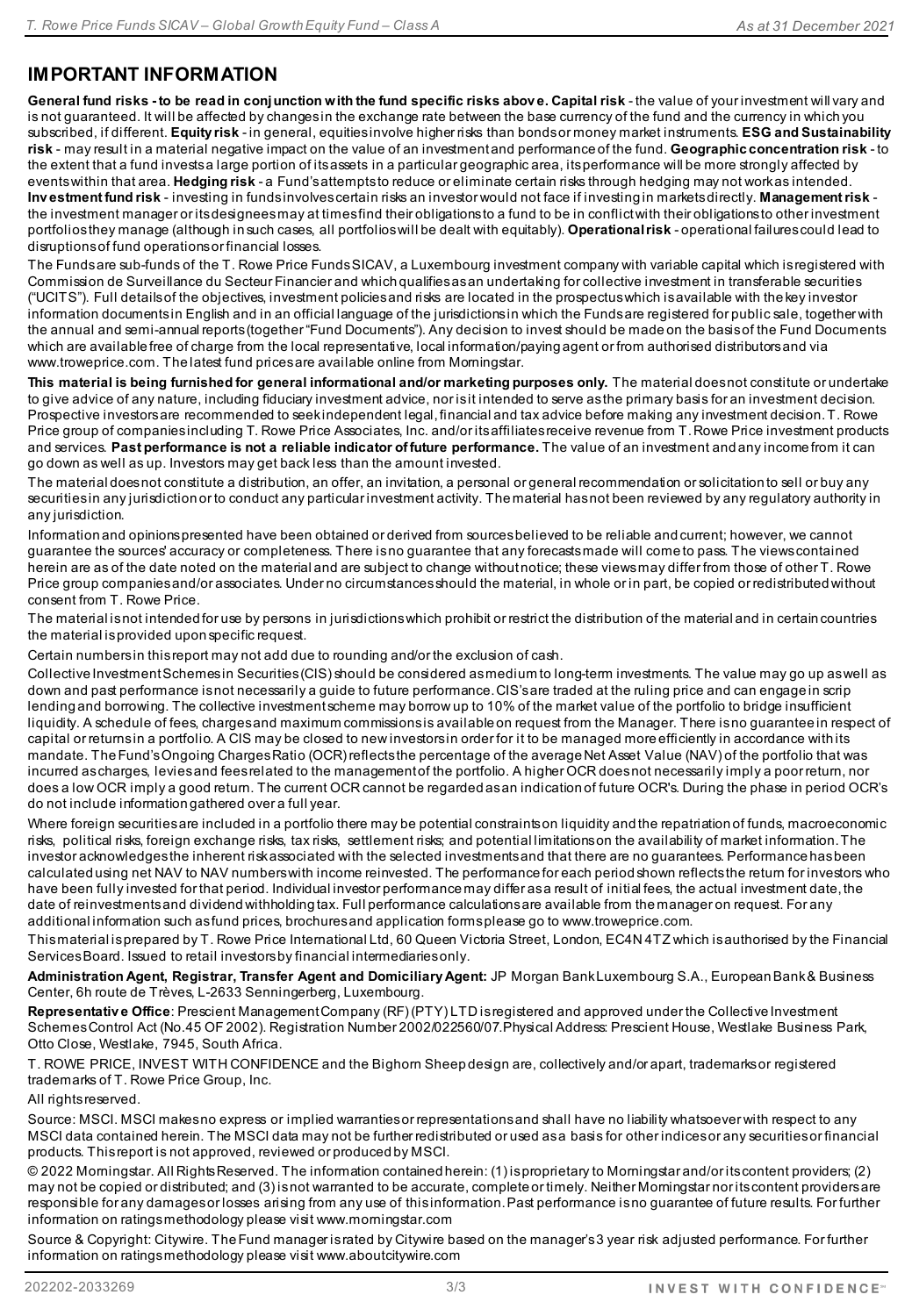# IMPORTANT INFORMATION

**General fund risks - to be read in conjunction with the fund specific risks above. Capital risk** - the value of your investment will vary and is not guaranteed. It will be affected by changes in the exchange rate between the base currency of the fund and the currency in which you subscribed, if different. **Equity risk** - in general, equities involve higher risks than bonds or money market instruments. **ESG and Sustainability risk** - may result in a material negative impact on the value of an investment and performance of the fund. **Geographic concentration risk** - to the extent that a fund invests a large portion of its assets in a particular geographic area, its performance will be more strongly affected by events within that area. **Hedging risk** - a Fund's attempts to reduce or eliminate certain risks through hedging may not work as intended. **Investment fund risk** - investing in funds involves certain risks an investor would not face if investing in markets directly. **Management risk** - the investment manager or its designees may at times find their obligations to a fund to be in conflict with their obligations to other investment portfolios they manage (although in such cases, all portfolios will be dealt with equitably). **Operational risk** - operational failures could lead to disruptions of fund operations or financial losses.

The Funds are sub-funds of the T. Rowe Price Funds SICAV, a Luxembourg investment company with variable capital which is registered with Commission de Surveillance du Secteur Financier and which qualifies as an undertaking for collective investment in transferable securities ("UCITS"). Full details of the objectives, investment policies and risks are located in the prospectus which is available with the key investor information documents in English and in an official language of the jurisdictions in which the Funds are registered for public sale, together with the annual and semi-annual reports (together "Fund Documents"). Any decision to invest should be made on the basis of the Fund Documents which are available free of charge from the local representative, local information/paying agent or from authorised distributors and via www.troweprice.com. The latest fund prices are available online from Morningstar.

**This material is being furnished for general informational and/or marketing purposes only.** The material does not constitute or undertake to give advice of any nature, including fiduciary investment advice, nor is it intended to serve as the primary basis for an investment decision. Prospective investors are recommended to seek independent legal, financial and tax advice before making any investment decision. T. Rowe Price group of companies including T. Rowe Price Associates, Inc. and/or its affiliates receive revenue from T. Rowe Price investment products and services. **Past performance is not a reliable indicator of future performance.** The value of an investment and any income from it can go down as well as up. Investors may get back less than the amount invested.

The material does not constitute a distribution, an offer, an invitation, a personal or general recommendation or solicitation to sell or buy any securities in any jurisdiction or to conduct any particular investment activity. The material has not been reviewed by any regulatory authority in any jurisdiction.

Information and opinions presented have been obtained or derived from sources believed to be reliable and current; however, we cannot guarantee the sources' accuracy or completeness. There is no guarantee that any forecasts made will come to pass. The views contained herein are as of the date noted on the material and are subject to change without notice; these views may differ from those of other T. Rowe Price group companies and/or associates. Under no circumstances should the material, in whole or in part, be copied or redistributed without consent from T. Rowe Price.

The material is not intended for use by persons in jurisdictions which prohibit or restrict the distribution of the material and in certain countries the material is provided upon specific request.

Certain numbers in this report may not add due to rounding and/or the exclusion of cash.

Collective Investment Schemes in Securities (CIS) should be considered as medium to long-term investments. The value may go up as well as down and past performance is not necessarily a guide to future performance. CIS's are traded at the ruling price and can engage in scrip lending and borrowing. The collective investment scheme may borrow up to 10% of the market value of the portfolio to bridge insufficient liquidity. A schedule of fees, charges and maximum commissions is available on request from the Manager. There is no guarantee in respect of capital or returns in a portfolio. A CIS may be closed to new investors in order for it to be managed more efficiently in accordance with its mandate. The Fund's Ongoing Charges Ratio (OCR) reflects the percentage of the average Net Asset Value (NAV) of the portfolio that was incurred as charges, levies and fees related to the management of the portfolio. A higher OCR does not necessarily imply a poor return, nor does a low OCR imply a good return. The current OCR cannot be regarded as an indication of future OCR's. During the phase in period OCR's do not include information gathered over a full year.

Where foreign securities are included in a portfolio there may be potential constraints on liquidity and the repatriation of funds, macroeconomic risks, political risks, foreign exchange risks, tax risks, settlement risks; and potential limitations on the availability of market information. The investor acknowledges the inherent risk associated with the selected investments and that there are no guarantees. Performance has been calculated using net NAV to NAV numbers with income reinvested. The performance for each period shown reflects the return for investors who have been fully invested for that period. Individual investor performance may differ as a result of initial fees, the actual investment date, the date of reinvestments and dividend withholding tax. Full performance calculations are available from the manager on request. For any additional information such as fund prices, brochures and application forms please go to www.troweprice.com.

This material is prepared by T. Rowe Price International Ltd, 60 Queen Victoria Street, London, EC4N 4TZ which is authorised by the Financial Services Board. Issued to retail investors by financial intermediaries only.

**Administration Agent, Registrar, Transfer Agent and Domiciliary Agent:** JP Morgan Bank Luxembourg S.A., European Bank & Business Center, 6h route de Trèves, L-2633 Senningerberg, Luxembourg.

**Representative Office**: Prescient Management Company (RF) (PTY) LTD is registered and approved under the Collective Investment Schemes Control Act (No.45 OF 2002). Registration Number 2002/022560/07.Physical Address: Prescient House, Westlake Business Park, Otto Close, Westlake, 7945, South Africa.

T. ROWE PRICE, INVEST WITH CONFIDENCE and the Bighorn Sheep design are, collectively and/or apart, trademarks or registered trademarks of T. Rowe Price Group, Inc.

All rights reserved.

Source: MSCI. MSCI makes no express or implied warranties or representations and shall have no liability whatsoever with respect to any MSCI data contained herein. The MSCI data may not be further redistributed or used as a basis for other indices or any securities or financial products. This report is not approved, reviewed or produced by MSCI.

© 2022 Morningstar. All Rights Reserved. The information contained herein: (1) is proprietary to Morningstar and/or its content providers; (2) may not be copied or distributed; and (3) is not warranted to be accurate, complete or timely. Neither Morningstar nor its content providers are responsible for any damages or losses arising from any use of this information. Past performance is no guarantee of future results. For further information on ratings methodology please visit www.morningstar.com

Source & Copyright: Citywire. The Fund manager is rated by Citywire based on the manager's 3 year risk adjusted performance. For further information on ratings methodology please visit www.aboutcitywire.com

202202-2033269